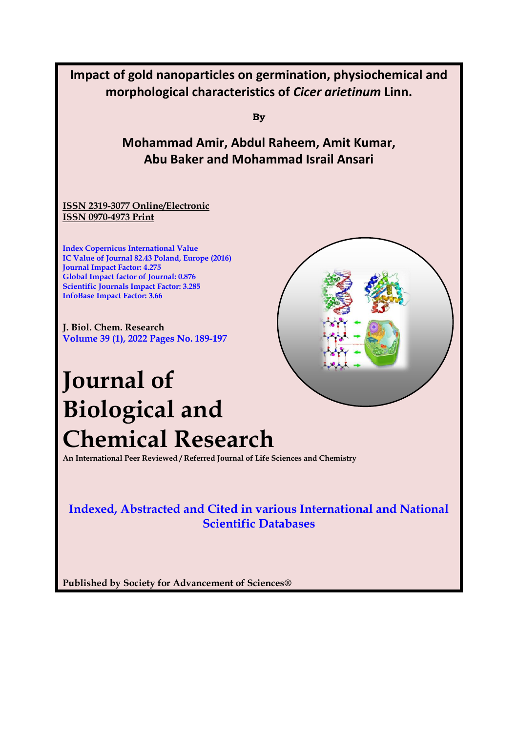# Impact of gold nanoparticles on germination, physiochemical and morphological characteristics of *Cicer arietinum* Linn.

**By**

## Mohammad Amir, Abdul Raheem, Amit Kumar, Abu Baker and Mohammad Israil Ansari

ISSN 2319-3077 Online/Electronic
ISSN 0970-4973 Print

Index Copernicus International Value
IC Value of Journal 82.43 Poland, Europe (2016)
Journal Impact Factor: 4.275
Global Impact factor of Journal: 0.876
Scientific Journals Impact Factor: 3.285
InfoBase Impact Factor: 3.66

J. Biol. Chem. Research
Volume 39 (1), 2022 Pages No. 189-197

# Journal of Biological and Chemical Research

An International Peer Reviewed / Referred Journal of Life Sciences and Chemistry

**Indexed, Abstracted and Cited in various International and National Scientific Databases**

Published by Society for Advancement of Sciences®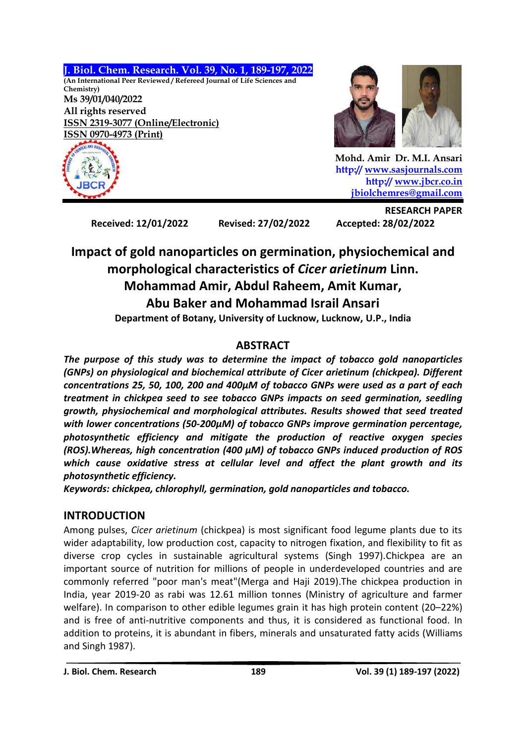J. Biol. Chem. Research. Vol. 39, No. 1, 189-197, 2022

(An International Peer Reviewed / Refereed Journal of Life Sciences and Chemistry)

Ms 39/01/040/2022

All rights reserved

ISSN 2319-3077 (Online/Electronic)

ISSN 0970-4973 (Print)

Mohd. Amir Dr. M.I. Ansari

http:// www.sasjournals.com

http:// www.jbcr.co.in

jbiolchemres@gmail.com

**RESEARCH PAPER**

**Received: 12/01/2022 Revised: 27/02/2022 Accepted: 28/02/2022**

# Impact of gold nanoparticles on germination, physiochemical and morphological characteristics of *Cicer arietinum* Linn.

**Mohammad Amir, Abdul Raheem, Amit Kumar, Abu Baker and Mohammad Israil Ansari**

**Department of Botany, University of Lucknow, Lucknow, U.P., India**

## ABSTRACT

***The purpose of this study was to determine the impact of tobacco gold nanoparticles (GNPs) on physiological and biochemical attribute of Cicer arietinum (chickpea). Different concentrations 25, 50, 100, 200 and 400µM of tobacco GNPs were used as a part of each treatment in chickpea seed to see tobacco GNPs impacts on seed germination, seedling growth, physiochemical and morphological attributes. Results showed that seed treated with lower concentrations (50-200µM) of tobacco GNPs improve germination percentage, photosynthetic efficiency and mitigate the production of reactive oxygen species (ROS).Whereas, high concentration (400 µM) of tobacco GNPs induced production of ROS which cause oxidative stress at cellular level and affect the plant growth and its photosynthetic efficiency.***

***Keywords: chickpea, chlorophyll, germination, gold nanoparticles and tobacco.***

## INTRODUCTION

Among pulses, *Cicer arietinum* (chickpea) is most significant food legume plants due to its wider adaptability, low production cost, capacity to nitrogen fixation, and flexibility to fit as diverse crop cycles in sustainable agricultural systems (Singh 1997).Chickpea are an important source of nutrition for millions of people in underdeveloped countries and are commonly referred "poor man's meat"(Merga and Haji 2019).The chickpea production in India, year 2019-20 as rabi was 12.61 million tonnes (Ministry of agriculture and farmer welfare). In comparison to other edible legumes grain it has high protein content (20–22%) and is free of anti-nutritive components and thus, it is considered as functional food. In addition to proteins, it is abundant in fibers, minerals and unsaturated fatty acids (Williams and Singh 1987).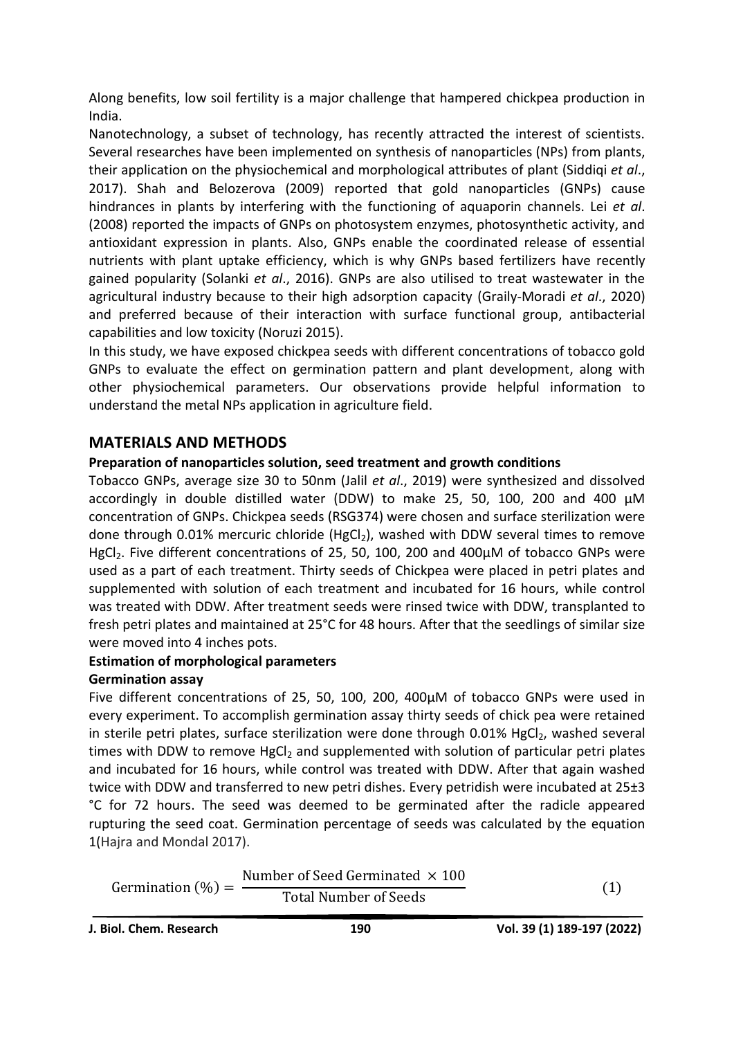Along benefits, low soil fertility is a major challenge that hampered chickpea production in India.

Nanotechnology, a subset of technology, has recently attracted the interest of scientists. Several researches have been implemented on synthesis of nanoparticles (NPs) from plants, their application on the physiochemical and morphological attributes of plant (Siddiqi *et al*., 2017). Shah and Belozerova (2009) reported that gold nanoparticles (GNPs) cause hindrances in plants by interfering with the functioning of aquaporin channels. Lei *et al*. (2008) reported the impacts of GNPs on photosystem enzymes, photosynthetic activity, and antioxidant expression in plants. Also, GNPs enable the coordinated release of essential nutrients with plant uptake efficiency, which is why GNPs based fertilizers have recently gained popularity (Solanki *et al*., 2016). GNPs are also utilised to treat wastewater in the agricultural industry because to their high adsorption capacity (Graily-Moradi *et al*., 2020) and preferred because of their interaction with surface functional group, antibacterial capabilities and low toxicity (Noruzi 2015).

In this study, we have exposed chickpea seeds with different concentrations of tobacco gold GNPs to evaluate the effect on germination pattern and plant development, along with other physiochemical parameters. Our observations provide helpful information to understand the metal NPs application in agriculture field.

## MATERIALS AND METHODS

### Preparation of nanoparticles solution, seed treatment and growth conditions

Tobacco GNPs, average size 30 to 50nm (Jalil *et al*., 2019) were synthesized and dissolved accordingly in double distilled water (DDW) to make 25, 50, 100, 200 and 400 µM concentration of GNPs. Chickpea seeds (RSG374) were chosen and surface sterilization were done through 0.01% mercuric chloride ($HgCl_2$), washed with DDW several times to remove $HgCl_2$. Five different concentrations of 25, 50, 100, 200 and 400µM of tobacco GNPs were used as a part of each treatment. Thirty seeds of Chickpea were placed in petri plates and supplemented with solution of each treatment and incubated for 16 hours, while control was treated with DDW. After treatment seeds were rinsed twice with DDW, transplanted to fresh petri plates and maintained at 25°C for 48 hours. After that the seedlings of similar size were moved into 4 inches pots.

### Estimation of morphological parameters

#### Germination assay

Five different concentrations of 25, 50, 100, 200, 400µM of tobacco GNPs were used in every experiment. To accomplish germination assay thirty seeds of chick pea were retained in sterile petri plates, surface sterilization were done through 0.01% $HgCl_2$, washed several times with DDW to remove $HgCl_2$ and supplemented with solution of particular petri plates and incubated for 16 hours, while control was treated with DDW. After that again washed twice with DDW and transferred to new petri dishes. Every petridish were incubated at 25±3 °C for 72 hours. The seed was deemed to be germinated after the radicle appeared rupturing the seed coat. Germination percentage of seeds was calculated by the equation 1(Hajra and Mondal 2017).

$$\text{Germination (\%)} = \frac{\text{Number of Seed Germinated} \times 100}{\text{Total Number of Seeds}} \tag{1}$$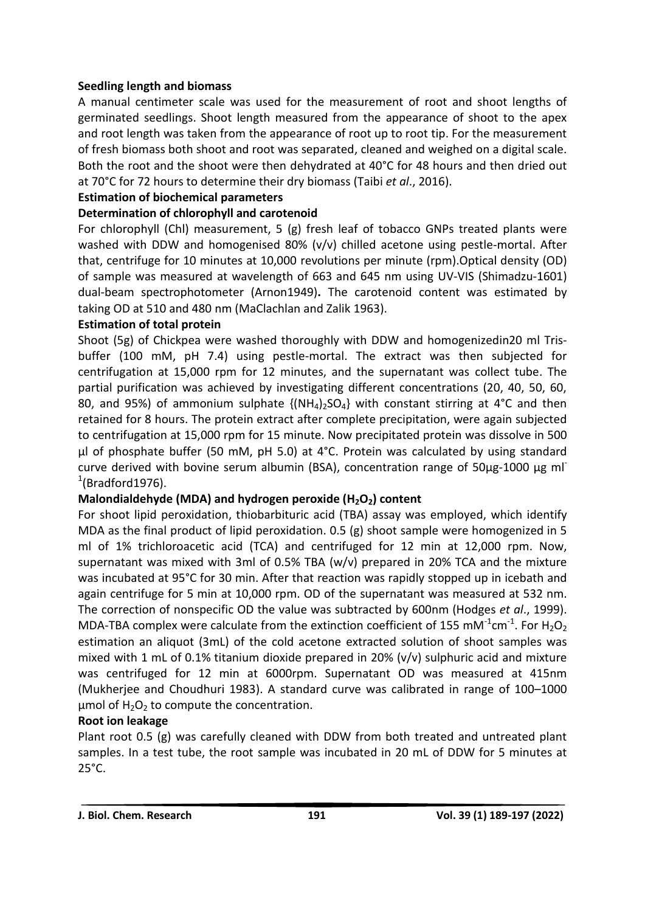### Seedling length and biomass

A manual centimeter scale was used for the measurement of root and shoot lengths of germinated seedlings. Shoot length measured from the appearance of shoot to the apex and root length was taken from the appearance of root up to root tip. For the measurement of fresh biomass both shoot and root was separated, cleaned and weighed on a digital scale. Both the root and the shoot were then dehydrated at 40°C for 48 hours and then dried out at 70°C for 72 hours to determine their dry biomass (Taibi *et al*., 2016).

### Estimation of biochemical parameters

### Determination of chlorophyll and carotenoid

For chlorophyll (Chl) measurement, 5 (g) fresh leaf of tobacco GNPs treated plants were washed with DDW and homogenised 80% (v/v) chilled acetone using pestle-mortal. After that, centrifuge for 10 minutes at 10,000 revolutions per minute (rpm).Optical density (OD) of sample was measured at wavelength of 663 and 645 nm using UV-VIS (Shimadzu-1601) dual-beam spectrophotometer (Arnon1949). The carotenoid content was estimated by taking OD at 510 and 480 nm (MaClachlan and Zalik 1963).

### Estimation of total protein

Shoot (5g) of Chickpea were washed thoroughly with DDW and homogenizedin20 ml Tris-buffer (100 mM, pH 7.4) using pestle-mortal. The extract was then subjected for centrifugation at 15,000 rpm for 12 minutes, and the supernatant was collect tube. The partial purification was achieved by investigating different concentrations (20, 40, 50, 60, 80, and 95%) of ammonium sulphate {$(NH_4)_2SO_4$} with constant stirring at 4°C and then retained for 8 hours. The protein extract after complete precipitation, were again subjected to centrifugation at 15,000 rpm for 15 minute. Now precipitated protein was dissolve in 500 µl of phosphate buffer (50 mM, pH 5.0) at 4°C. Protein was calculated by using standard curve derived with bovine serum albumin (BSA), concentration range of 50µg-1000 µg $ml^{-1}$(Bradford1976).

### Malondialdehyde (MDA) and hydrogen peroxide ($H_2O_2$) content

For shoot lipid peroxidation, thiobarbituric acid (TBA) assay was employed, which identify MDA as the final product of lipid peroxidation. 0.5 (g) shoot sample were homogenized in 5 ml of 1% trichloroacetic acid (TCA) and centrifuged for 12 min at 12,000 rpm. Now, supernatant was mixed with 3ml of 0.5% TBA (w/v) prepared in 20% TCA and the mixture was incubated at 95°C for 30 min. After that reaction was rapidly stopped up in icebath and again centrifuge for 5 min at 10,000 rpm. OD of the supernatant was measured at 532 nm. The correction of nonspecific OD the value was subtracted by 600nm (Hodges *et al*., 1999). MDA-TBA complex were calculate from the extinction coefficient of 155 $mM^{-1}cm^{-1}$. For $H_2O_2$ estimation an aliquot (3mL) of the cold acetone extracted solution of shoot samples was mixed with 1 mL of 0.1% titanium dioxide prepared in 20% (v/v) sulphuric acid and mixture was centrifuged for 12 min at 6000rpm. Supernatant OD was measured at 415nm (Mukherjee and Choudhuri 1983). A standard curve was calibrated in range of 100–1000 µmol of $H_2O_2$ to compute the concentration.

### Root ion leakage

Plant root 0.5 (g) was carefully cleaned with DDW from both treated and untreated plant samples. In a test tube, the root sample was incubated in 20 mL of DDW for 5 minutes at 25°C.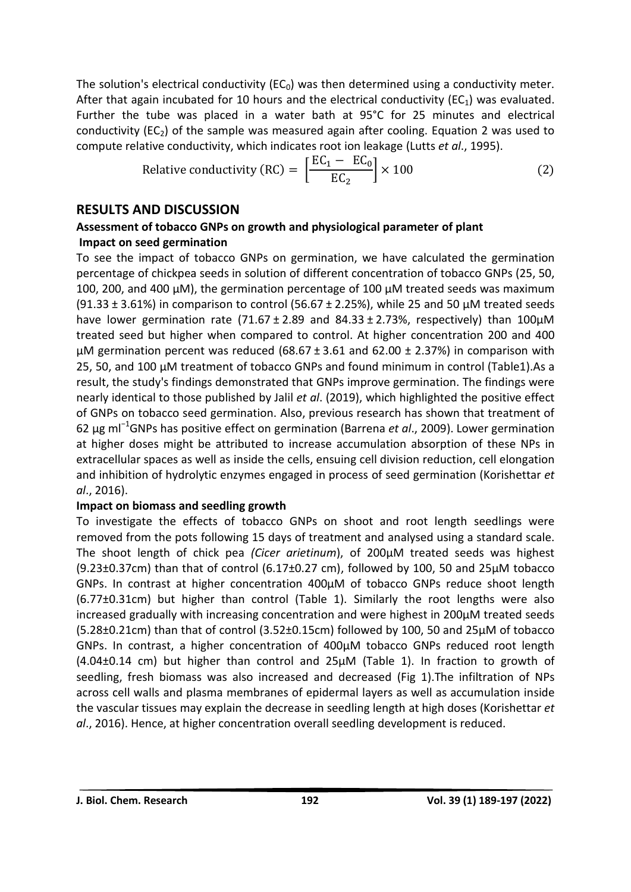The solution's electrical conductivity ($EC_0$) was then determined using a conductivity meter. After that again incubated for 10 hours and the electrical conductivity ($EC_1$) was evaluated. Further the tube was placed in a water bath at 95°C for 25 minutes and electrical conductivity ($EC_2$) of the sample was measured again after cooling. Equation 2 was used to compute relative conductivity, which indicates root ion leakage (Lutts *et al*., 1995).

$$\text{Relative conductivity (RC)} = \left[\frac{EC_1 - EC_0}{EC_2}\right] \times 100 \tag{2}$$

## RESULTS AND DISCUSSION

### Assessment of tobacco GNPs on growth and physiological parameter of plant

#### Impact on seed germination

To see the impact of tobacco GNPs on germination, we have calculated the germination percentage of chickpea seeds in solution of different concentration of tobacco GNPs (25, 50, 100, 200, and 400 µM), the germination percentage of 100 µM treated seeds was maximum (91.33 ± 3.61%) in comparison to control (56.67 ± 2.25%), while 25 and 50 µM treated seeds have lower germination rate (71.67 ± 2.89 and 84.33 ± 2.73%, respectively) than 100µM treated seed but higher when compared to control. At higher concentration 200 and 400 µM germination percent was reduced (68.67 ± 3.61 and 62.00 ± 2.37%) in comparison with 25, 50, and 100 µM treatment of tobacco GNPs and found minimum in control (Table1).As a result, the study's findings demonstrated that GNPs improve germination. The findings were nearly identical to those published by Jalil *et al*. (2019), which highlighted the positive effect of GNPs on tobacco seed germination. Also, previous research has shown that treatment of 62 µg $ml^{-1}$GNPs has positive effect on germination (Barrena *et al*., 2009). Lower germination at higher doses might be attributed to increase accumulation absorption of these NPs in extracellular spaces as well as inside the cells, ensuing cell division reduction, cell elongation and inhibition of hydrolytic enzymes engaged in process of seed germination (Korishettar *et al*., 2016).

#### Impact on biomass and seedling growth

To investigate the effects of tobacco GNPs on shoot and root length seedlings were removed from the pots following 15 days of treatment and analysed using a standard scale. The shoot length of chick pea *(Cicer arietinum*), of 200µM treated seeds was highest (9.23±0.37cm) than that of control (6.17±0.27 cm), followed by 100, 50 and 25µM tobacco GNPs. In contrast at higher concentration 400µM of tobacco GNPs reduce shoot length (6.77±0.31cm) but higher than control (Table 1). Similarly the root lengths were also increased gradually with increasing concentration and were highest in 200µM treated seeds (5.28±0.21cm) than that of control (3.52±0.15cm) followed by 100, 50 and 25µM of tobacco GNPs. In contrast, a higher concentration of 400µM tobacco GNPs reduced root length (4.04±0.14 cm) but higher than control and 25µM (Table 1). In fraction to growth of seedling, fresh biomass was also increased and decreased (Fig 1).The infiltration of NPs across cell walls and plasma membranes of epidermal layers as well as accumulation inside the vascular tissues may explain the decrease in seedling length at high doses (Korishettar *et al*., 2016). Hence, at higher concentration overall seedling development is reduced.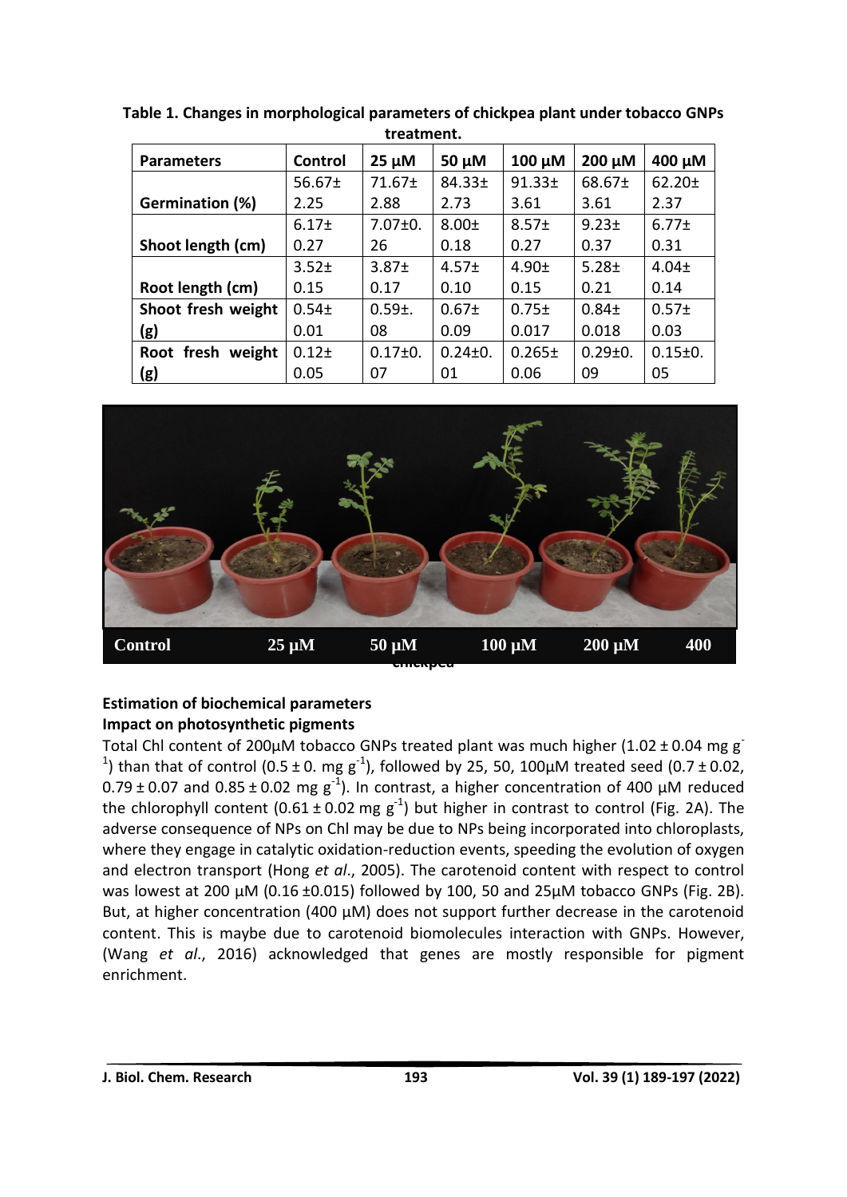**Table 1. Changes in morphological parameters of chickpea plant under tobacco GNPs treatment.**

| Parameters | Control | 25 µM | 50 µM | 100 µM | 200 µM | 400 µM |
|---|---|---|---|---|---|---|
| Germination (%) | 56.67± 2.25 | 71.67± 2.88 | 84.33± 2.73 | 91.33± 3.61 | 68.67± 3.61 | 62.20± 2.37 |
| Shoot length (cm) | 6.17± 0.27 | 7.07±0. 26 | 8.00± 0.18 | 8.57± 0.27 | 9.23± 0.37 | 6.77± 0.31 |
| Root length (cm) | 3.52± 0.15 | 3.87± 0.17 | 4.57± 0.10 | 4.90± 0.15 | 5.28± 0.21 | 4.04± 0.14 |
| Shoot fresh weight (g) | 0.54± 0.01 | 0.59±. 08 | 0.67± 0.09 | 0.75± 0.017 | 0.84± 0.018 | 0.57± 0.03 |
| Root fresh weight (g) | 0.12± 0.05 | 0.17±0. 07 | 0.24±0. 01 | 0.265± 0.06 | 0.29±0. 09 | 0.15±0. 05 |

Control 25 µM 50 µM 100 µM 200 µM 400

chickpea

**Estimation of biochemical parameters**

**Impact on photosynthetic pigments**

Total Chl content of 200µM tobacco GNPs treated plant was much higher (1.02 ± 0.04 mg g$^{-1}$) than that of control (0.5 ± 0. mg g$^{-1}$), followed by 25, 50, 100µM treated seed (0.7 ± 0.02, 0.79 ± 0.07 and 0.85 ± 0.02 mg g$^{-1}$). In contrast, a higher concentration of 400 µM reduced the chlorophyll content (0.61 ± 0.02 mg g$^{-1}$) but higher in contrast to control (Fig. 2A). The adverse consequence of NPs on Chl may be due to NPs being incorporated into chloroplasts, where they engage in catalytic oxidation-reduction events, speeding the evolution of oxygen and electron transport (Hong *et al*., 2005). The carotenoid content with respect to control was lowest at 200 µM (0.16 ±0.015) followed by 100, 50 and 25µM tobacco GNPs (Fig. 2B). But, at higher concentration (400 µM) does not support further decrease in the carotenoid content. This is maybe due to carotenoid biomolecules interaction with GNPs. However, (Wang *et al*., 2016) acknowledged that genes are mostly responsible for pigment enrichment.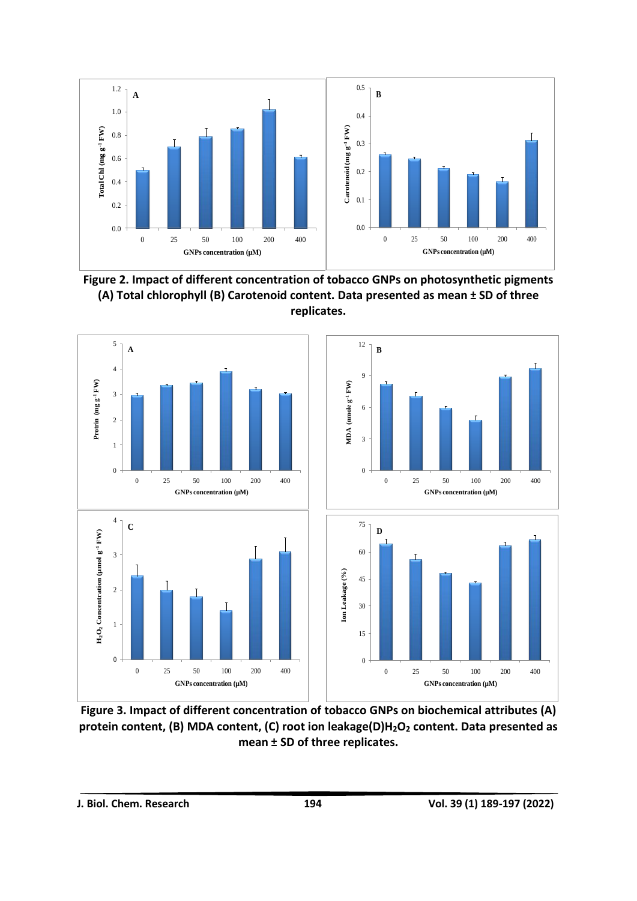**Figure 2. Impact of different concentration of tobacco GNPs on photosynthetic pigments (A) Total chlorophyll (B) Carotenoid content. Data presented as mean ± SD of three replicates.**

**Figure 3. Impact of different concentration of tobacco GNPs on biochemical attributes (A) protein content, (B) MDA content, (C) root ion leakage(D)$H_2O_2$ content. Data presented as mean ± SD of three replicates.**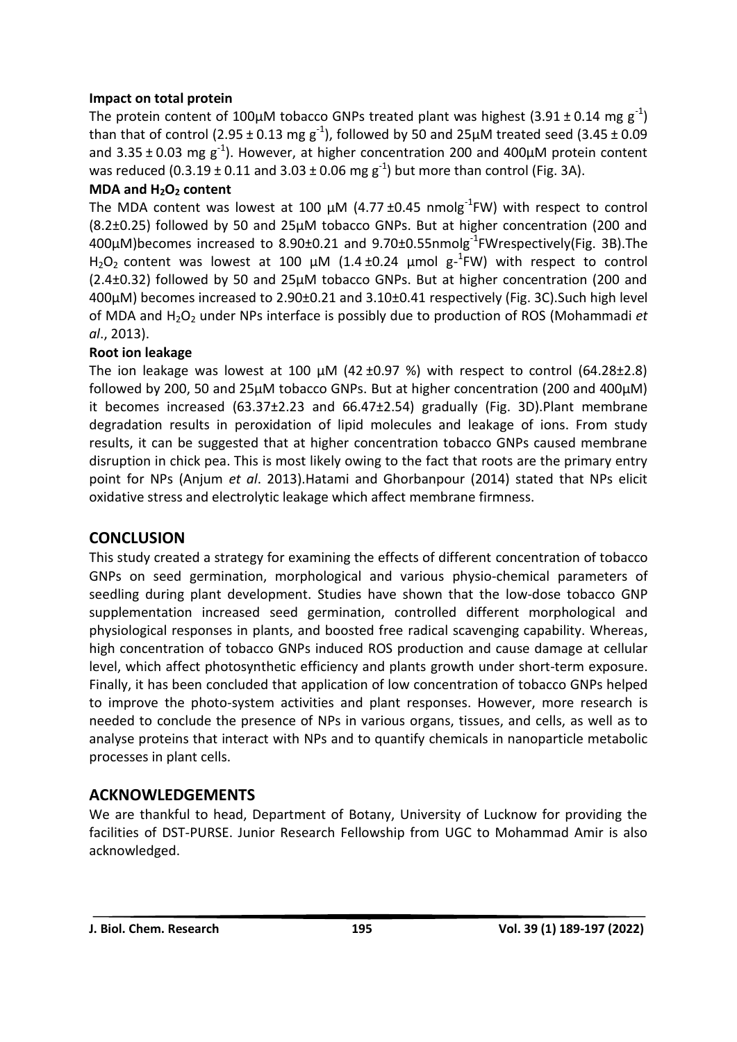**Impact on total protein**

The protein content of 100μM tobacco GNPs treated plant was highest (3.91 ± 0.14 mg $g^{-1}$) than that of control (2.95 ± 0.13 mg $g^{-1}$), followed by 50 and 25μM treated seed (3.45 ± 0.09 and 3.35 ± 0.03 mg $g^{-1}$). However, at higher concentration 200 and 400μM protein content was reduced (0.3.19 ± 0.11 and 3.03 ± 0.06 mg $g^{-1}$) but more than control (Fig. 3A).

**MDA and $H_2O_2$ content**

The MDA content was lowest at 100 μM (4.77 ±0.45 nmol$g^{-1}$FW) with respect to control (8.2±0.25) followed by 50 and 25μM tobacco GNPs. But at higher concentration (200 and 400μM)becomes increased to 8.90±0.21 and 9.70±0.55nmol$g^{-1}$FWrespectively(Fig. 3B).The $H_2O_2$ content was lowest at 100 μM (1.4 ±0.24 μmol $g^{-1}$FW) with respect to control (2.4±0.32) followed by 50 and 25μM tobacco GNPs. But at higher concentration (200 and 400μM) becomes increased to 2.90±0.21 and 3.10±0.41 respectively (Fig. 3C).Such high level of MDA and $H_2O_2$ under NPs interface is possibly due to production of ROS (Mohammadi *et al*., 2013).

**Root ion leakage**

The ion leakage was lowest at 100 μM (42 ±0.97 %) with respect to control (64.28±2.8) followed by 200, 50 and 25μM tobacco GNPs. But at higher concentration (200 and 400μM) it becomes increased (63.37±2.23 and 66.47±2.54) gradually (Fig. 3D).Plant membrane degradation results in peroxidation of lipid molecules and leakage of ions. From study results, it can be suggested that at higher concentration tobacco GNPs caused membrane disruption in chick pea. This is most likely owing to the fact that roots are the primary entry point for NPs (Anjum *et al*. 2013).Hatami and Ghorbanpour (2014) stated that NPs elicit oxidative stress and electrolytic leakage which affect membrane firmness.

## CONCLUSION

This study created a strategy for examining the effects of different concentration of tobacco GNPs on seed germination, morphological and various physio-chemical parameters of seedling during plant development. Studies have shown that the low-dose tobacco GNP supplementation increased seed germination, controlled different morphological and physiological responses in plants, and boosted free radical scavenging capability. Whereas, high concentration of tobacco GNPs induced ROS production and cause damage at cellular level, which affect photosynthetic efficiency and plants growth under short-term exposure. Finally, it has been concluded that application of low concentration of tobacco GNPs helped to improve the photo-system activities and plant responses. However, more research is needed to conclude the presence of NPs in various organs, tissues, and cells, as well as to analyse proteins that interact with NPs and to quantify chemicals in nanoparticle metabolic processes in plant cells.

## ACKNOWLEDGEMENTS

We are thankful to head, Department of Botany, University of Lucknow for providing the facilities of DST-PURSE. Junior Research Fellowship from UGC to Mohammad Amir is also acknowledged.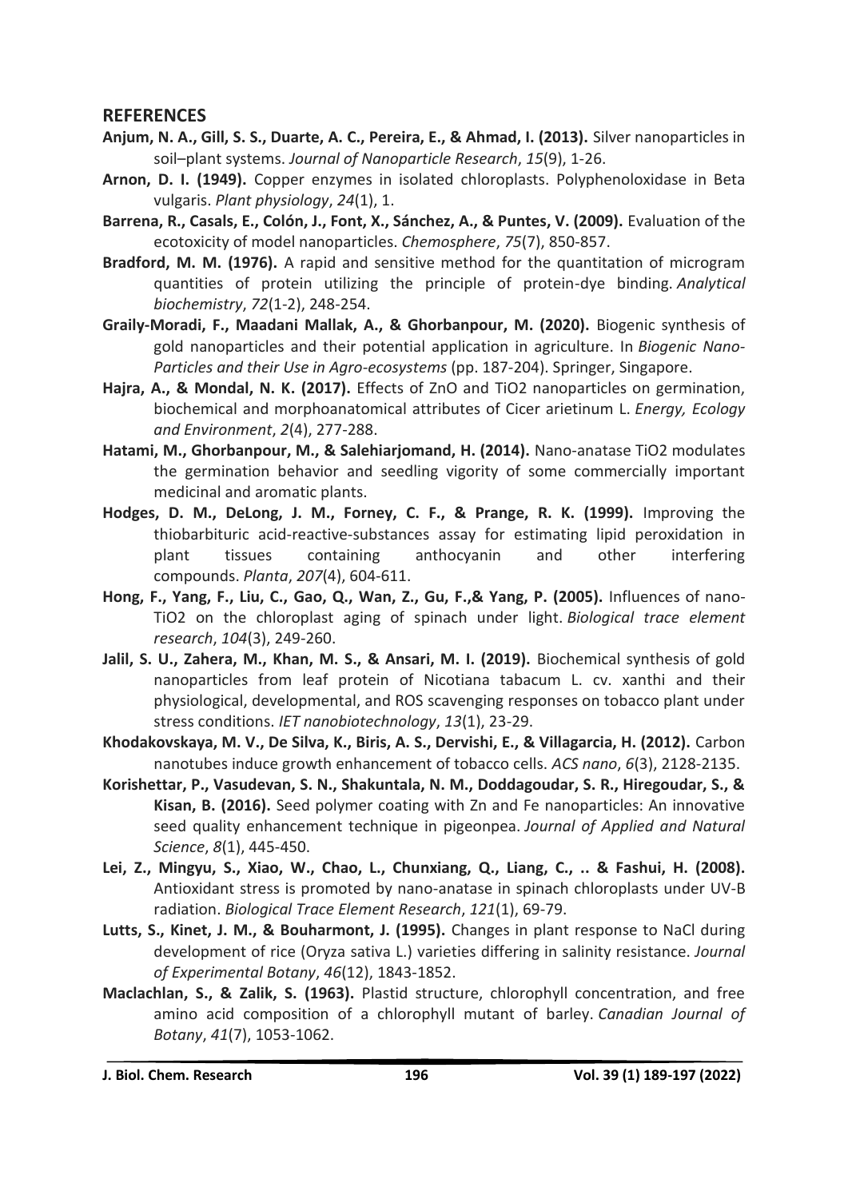## REFERENCES

**Anjum, N. A., Gill, S. S., Duarte, A. C., Pereira, E., & Ahmad, I. (2013).** Silver nanoparticles in soil–plant systems. *Journal of Nanoparticle Research*, *15*(9), 1-26.

**Arnon, D. I. (1949).** Copper enzymes in isolated chloroplasts. Polyphenoloxidase in Beta vulgaris. *Plant physiology*, *24*(1), 1.

**Barrena, R., Casals, E., Colón, J., Font, X., Sánchez, A., & Puntes, V. (2009).** Evaluation of the ecotoxicity of model nanoparticles. *Chemosphere*, *75*(7), 850-857.

**Bradford, M. M. (1976).** A rapid and sensitive method for the quantitation of microgram quantities of protein utilizing the principle of protein-dye binding. *Analytical biochemistry*, *72*(1-2), 248-254.

**Graily-Moradi, F., Maadani Mallak, A., & Ghorbanpour, M. (2020).** Biogenic synthesis of gold nanoparticles and their potential application in agriculture. In *Biogenic Nano-Particles and their Use in Agro-ecosystems* (pp. 187-204). Springer, Singapore.

**Hajra, A., & Mondal, N. K. (2017).** Effects of ZnO and TiO2 nanoparticles on germination, biochemical and morphoanatomical attributes of Cicer arietinum L. *Energy, Ecology and Environment*, *2*(4), 277-288.

**Hatami, M., Ghorbanpour, M., & Salehiarjomand, H. (2014).** Nano-anatase TiO2 modulates the germination behavior and seedling vigority of some commercially important medicinal and aromatic plants.

**Hodges, D. M., DeLong, J. M., Forney, C. F., & Prange, R. K. (1999).** Improving the thiobarbituric acid-reactive-substances assay for estimating lipid peroxidation in plant tissues containing anthocyanin and other interfering compounds. *Planta*, *207*(4), 604-611.

**Hong, F., Yang, F., Liu, C., Gao, Q., Wan, Z., Gu, F.,& Yang, P. (2005).** Influences of nano-TiO2 on the chloroplast aging of spinach under light. *Biological trace element research*, *104*(3), 249-260.

**Jalil, S. U., Zahera, M., Khan, M. S., & Ansari, M. I. (2019).** Biochemical synthesis of gold nanoparticles from leaf protein of Nicotiana tabacum L. cv. xanthi and their physiological, developmental, and ROS scavenging responses on tobacco plant under stress conditions. *IET nanobiotechnology*, *13*(1), 23-29.

**Khodakovskaya, M. V., De Silva, K., Biris, A. S., Dervishi, E., & Villagarcia, H. (2012).** Carbon nanotubes induce growth enhancement of tobacco cells. *ACS nano*, *6*(3), 2128-2135.

**Korishettar, P., Vasudevan, S. N., Shakuntala, N. M., Doddagoudar, S. R., Hiregoudar, S., & Kisan, B. (2016).** Seed polymer coating with Zn and Fe nanoparticles: An innovative seed quality enhancement technique in pigeonpea. *Journal of Applied and Natural Science*, *8*(1), 445-450.

**Lei, Z., Mingyu, S., Xiao, W., Chao, L., Chunxiang, Q., Liang, C., .. & Fashui, H. (2008).** Antioxidant stress is promoted by nano-anatase in spinach chloroplasts under UV-B radiation. *Biological Trace Element Research*, *121*(1), 69-79.

**Lutts, S., Kinet, J. M., & Bouharmont, J. (1995).** Changes in plant response to NaCl during development of rice (Oryza sativa L.) varieties differing in salinity resistance. *Journal of Experimental Botany*, *46*(12), 1843-1852.

**Maclachlan, S., & Zalik, S. (1963).** Plastid structure, chlorophyll concentration, and free amino acid composition of a chlorophyll mutant of barley. *Canadian Journal of Botany*, *41*(7), 1053-1062.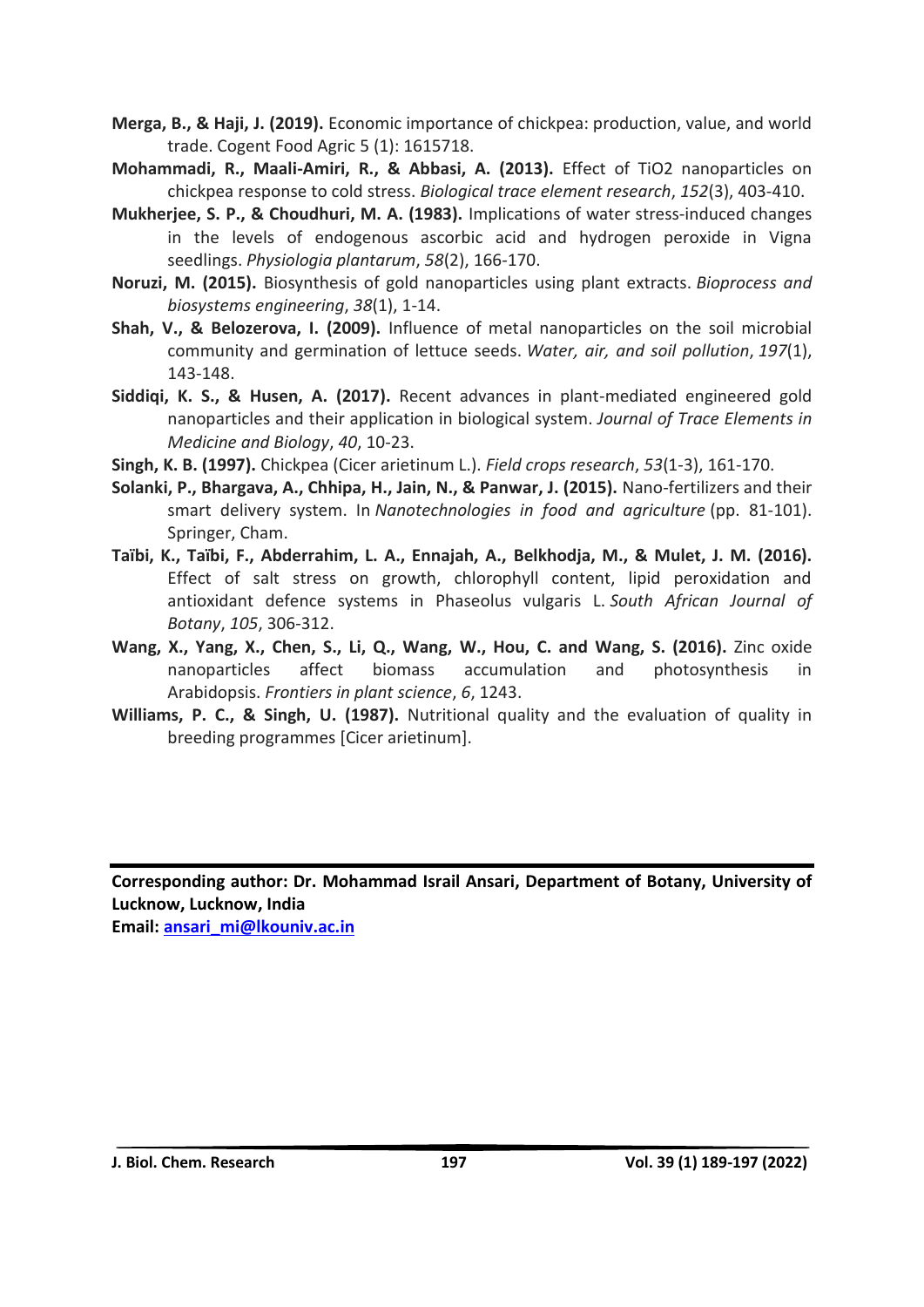**Merga, B., & Haji, J. (2019).** Economic importance of chickpea: production, value, and world trade. Cogent Food Agric 5 (1): 1615718.

**Mohammadi, R., Maali-Amiri, R., & Abbasi, A. (2013).** Effect of TiO2 nanoparticles on chickpea response to cold stress. *Biological trace element research*, *152*(3), 403-410.

**Mukherjee, S. P., & Choudhuri, M. A. (1983).** Implications of water stress-induced changes in the levels of endogenous ascorbic acid and hydrogen peroxide in Vigna seedlings. *Physiologia plantarum*, *58*(2), 166-170.

**Noruzi, M. (2015).** Biosynthesis of gold nanoparticles using plant extracts. *Bioprocess and biosystems engineering*, *38*(1), 1-14.

**Shah, V., & Belozerova, I. (2009).** Influence of metal nanoparticles on the soil microbial community and germination of lettuce seeds. *Water, air, and soil pollution*, *197*(1), 143-148.

**Siddiqi, K. S., & Husen, A. (2017).** Recent advances in plant-mediated engineered gold nanoparticles and their application in biological system. *Journal of Trace Elements in Medicine and Biology*, *40*, 10-23.

**Singh, K. B. (1997).** Chickpea (Cicer arietinum L.). *Field crops research*, *53*(1-3), 161-170.

**Solanki, P., Bhargava, A., Chhipa, H., Jain, N., & Panwar, J. (2015).** Nano-fertilizers and their smart delivery system. In *Nanotechnologies in food and agriculture* (pp. 81-101). Springer, Cham.

**Taïbi, K., Taïbi, F., Abderrahim, L. A., Ennajah, A., Belkhodja, M., & Mulet, J. M. (2016).** Effect of salt stress on growth, chlorophyll content, lipid peroxidation and antioxidant defence systems in Phaseolus vulgaris L. *South African Journal of Botany*, *105*, 306-312.

**Wang, X., Yang, X., Chen, S., Li, Q., Wang, W., Hou, C. and Wang, S. (2016).** Zinc oxide nanoparticles affect biomass accumulation and photosynthesis in Arabidopsis. *Frontiers in plant science*, *6*, 1243.

**Williams, P. C., & Singh, U. (1987).** Nutritional quality and the evaluation of quality in breeding programmes [Cicer arietinum].

---

**Corresponding author: Dr. Mohammad Israil Ansari, Department of Botany, University of Lucknow, Lucknow, India**

**Email: ansari_mi@lkouniv.ac.in**